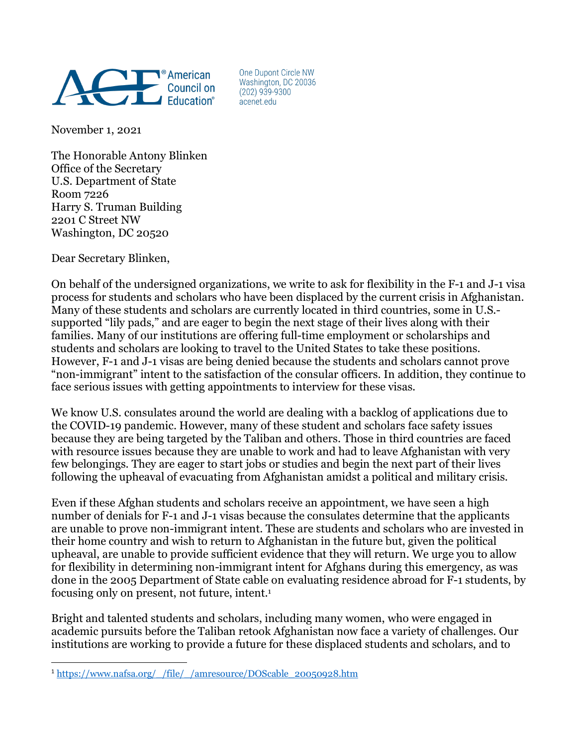American Council on Education

One Dupont Circle NW
Washington, DC 20036
(202) 939-9300
acenet.edu

November 1, 2021

The Honorable Antony Blinken
Office of the Secretary
U.S. Department of State
Room 7226
Harry S. Truman Building
2201 C Street NW
Washington, DC 20520

Dear Secretary Blinken,

On behalf of the undersigned organizations, we write to ask for flexibility in the F-1 and J-1 visa process for students and scholars who have been displaced by the current crisis in Afghanistan. Many of these students and scholars are currently located in third countries, some in U.S.-supported "lily pads," and are eager to begin the next stage of their lives along with their families. Many of our institutions are offering full-time employment or scholarships and students and scholars are looking to travel to the United States to take these positions. However, F-1 and J-1 visas are being denied because the students and scholars cannot prove "non-immigrant" intent to the satisfaction of the consular officers. In addition, they continue to face serious issues with getting appointments to interview for these visas.

We know U.S. consulates around the world are dealing with a backlog of applications due to the COVID-19 pandemic. However, many of these student and scholars face safety issues because they are being targeted by the Taliban and others. Those in third countries are faced with resource issues because they are unable to work and had to leave Afghanistan with very few belongings. They are eager to start jobs or studies and begin the next part of their lives following the upheaval of evacuating from Afghanistan amidst a political and military crisis.

Even if these Afghan students and scholars receive an appointment, we have seen a high number of denials for F-1 and J-1 visas because the consulates determine that the applicants are unable to prove non-immigrant intent. These are students and scholars who are invested in their home country and wish to return to Afghanistan in the future but, given the political upheaval, are unable to provide sufficient evidence that they will return. We urge you to allow for flexibility in determining non-immigrant intent for Afghans during this emergency, as was done in the 2005 Department of State cable on evaluating residence abroad for F-1 students, by focusing only on present, not future, intent.[1]

Bright and talented students and scholars, including many women, who were engaged in academic pursuits before the Taliban retook Afghanistan now face a variety of challenges. Our institutions are working to provide a future for these displaced students and scholars, and to

[1] https://www.nafsa.org/_/file/_/amresource/DOScable_20050928.htm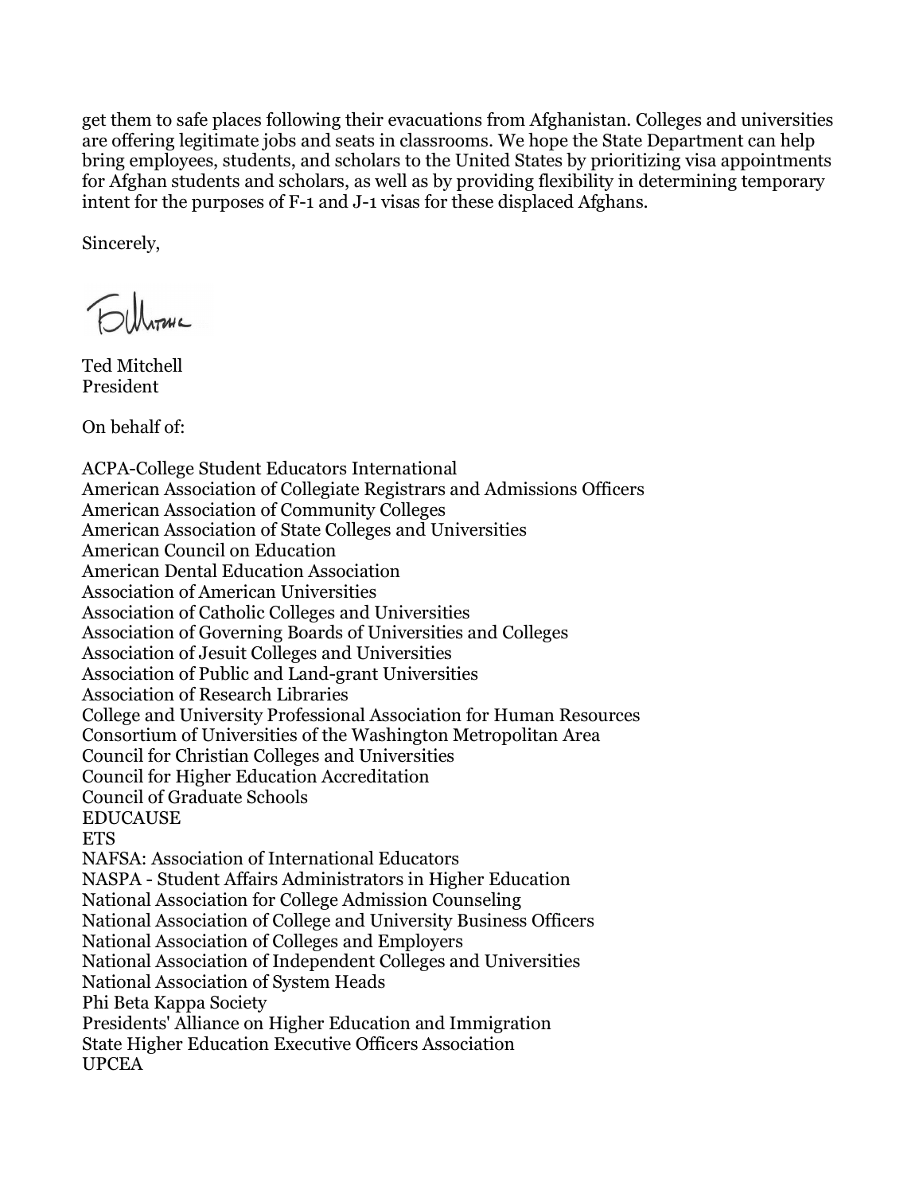get them to safe places following their evacuations from Afghanistan. Colleges and universities are offering legitimate jobs and seats in classrooms. We hope the State Department can help bring employees, students, and scholars to the United States by prioritizing visa appointments for Afghan students and scholars, as well as by providing flexibility in determining temporary intent for the purposes of F-1 and J-1 visas for these displaced Afghans.

Sincerely,

Ted Mitchell
President

On behalf of:

ACPA-College Student Educators International
American Association of Collegiate Registrars and Admissions Officers
American Association of Community Colleges
American Association of State Colleges and Universities
American Council on Education
American Dental Education Association
Association of American Universities
Association of Catholic Colleges and Universities
Association of Governing Boards of Universities and Colleges
Association of Jesuit Colleges and Universities
Association of Public and Land-grant Universities
Association of Research Libraries
College and University Professional Association for Human Resources
Consortium of Universities of the Washington Metropolitan Area
Council for Christian Colleges and Universities
Council for Higher Education Accreditation
Council of Graduate Schools
EDUCAUSE
ETS
NAFSA: Association of International Educators
NASPA - Student Affairs Administrators in Higher Education
National Association for College Admission Counseling
National Association of College and University Business Officers
National Association of Colleges and Employers
National Association of Independent Colleges and Universities
National Association of System Heads
Phi Beta Kappa Society
Presidents' Alliance on Higher Education and Immigration
State Higher Education Executive Officers Association
UPCEA